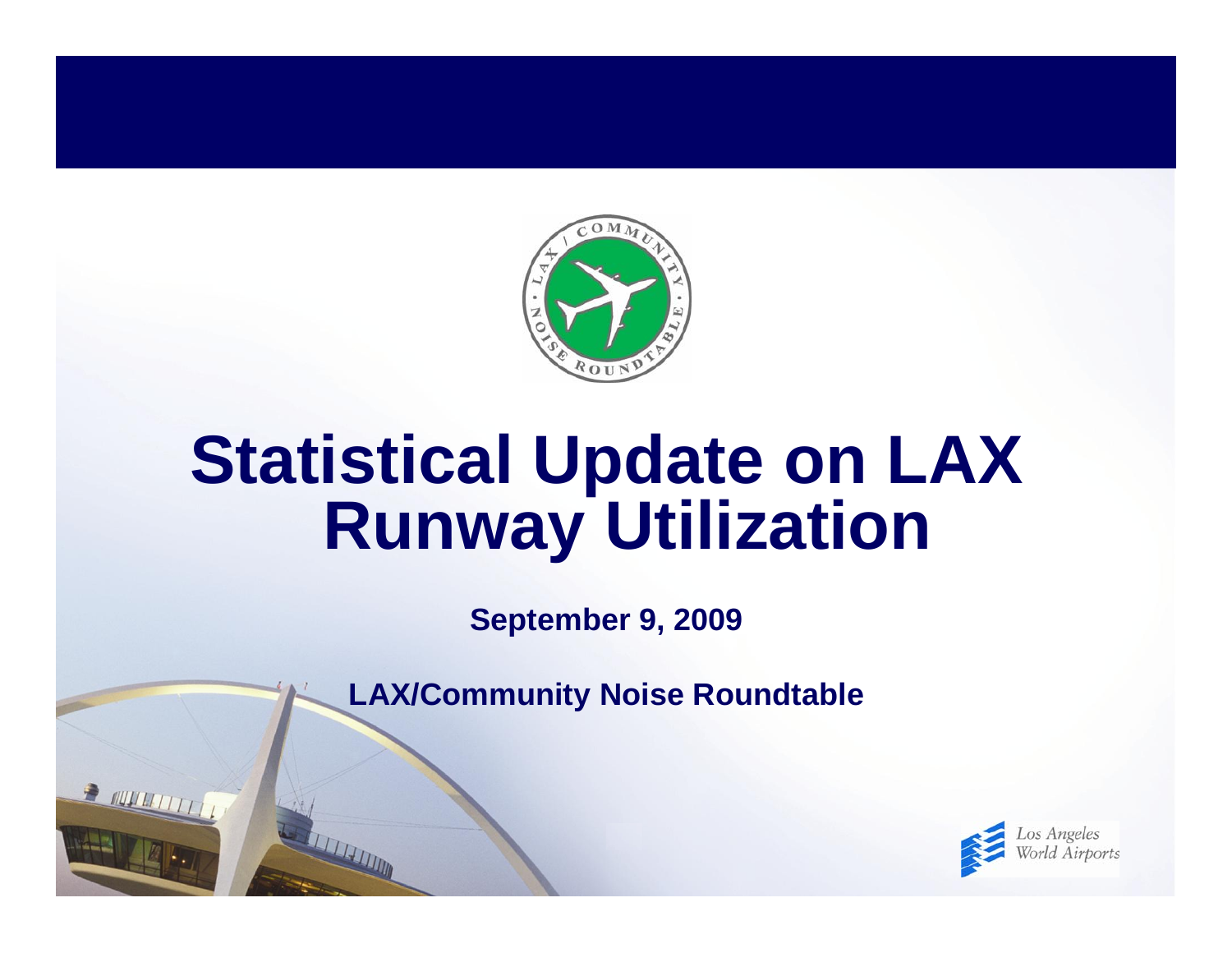# Statistical Update on LAX Runway Utilization

**September 9, 2009**

**LAX/Community Noise Roundtable**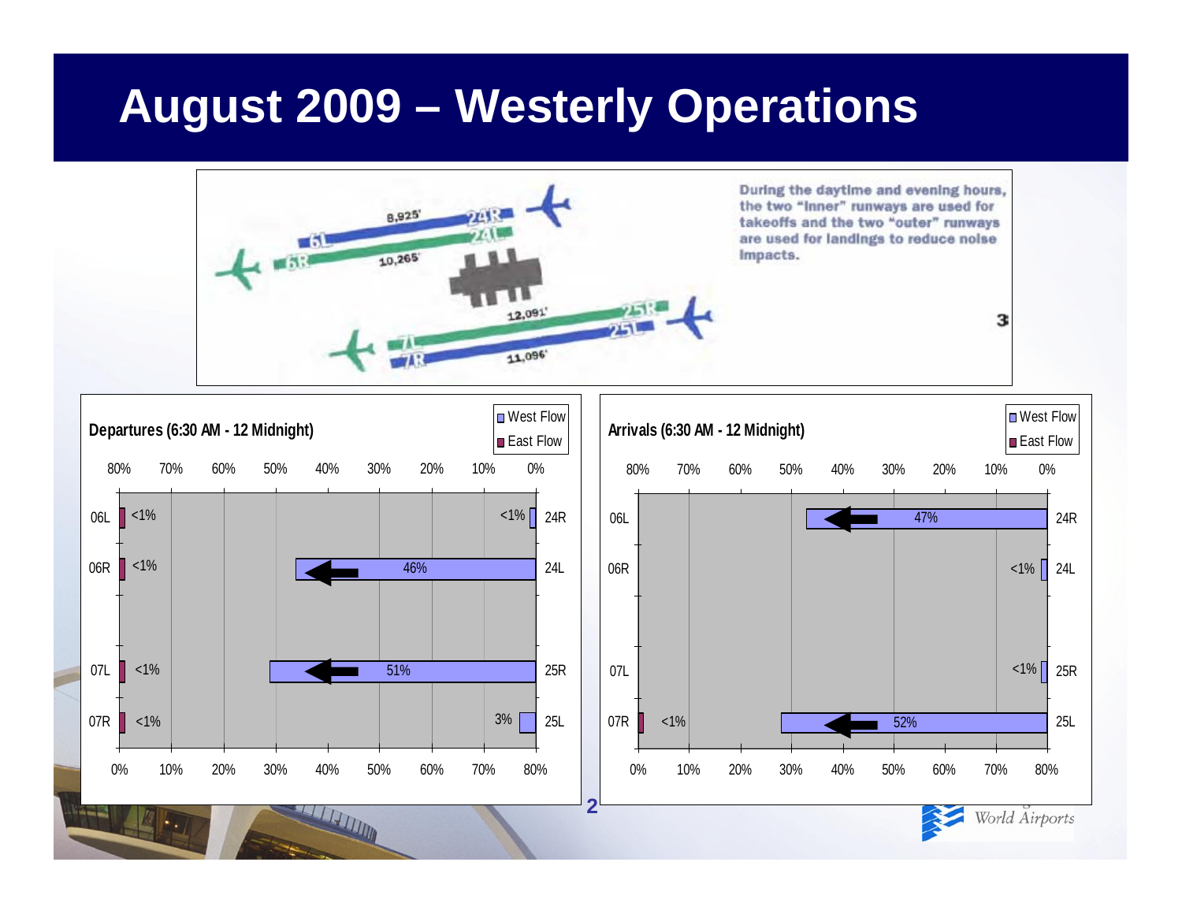# August 2009 – Westerly Operations

During the daytime and evening hours, the two "inner" runways are used for takeoffs and the two "outer" runways are used for landings to reduce noise impacts.

**Departures (6:30 AM - 12 Midnight)**

| Runway (East Flow) | East Flow | West Flow | Runway (West Flow) |
|---|---|---|---|
| 06L | <1% | <1% | 24R |
| 06R | <1% | 46% | 24L |
| 07L | <1% | 51% | 25R |
| 07R | <1% | 3% | 25L |

**Arrivals (6:30 AM - 12 Midnight)**

| Runway (East Flow) | East Flow | West Flow | Runway (West Flow) |
|---|---|---|---|
| 06L | | 47% | 24R |
| 06R | | <1% | 24L |
| 07L | | <1% | 25R |
| 07R | <1% | 52% | 25L |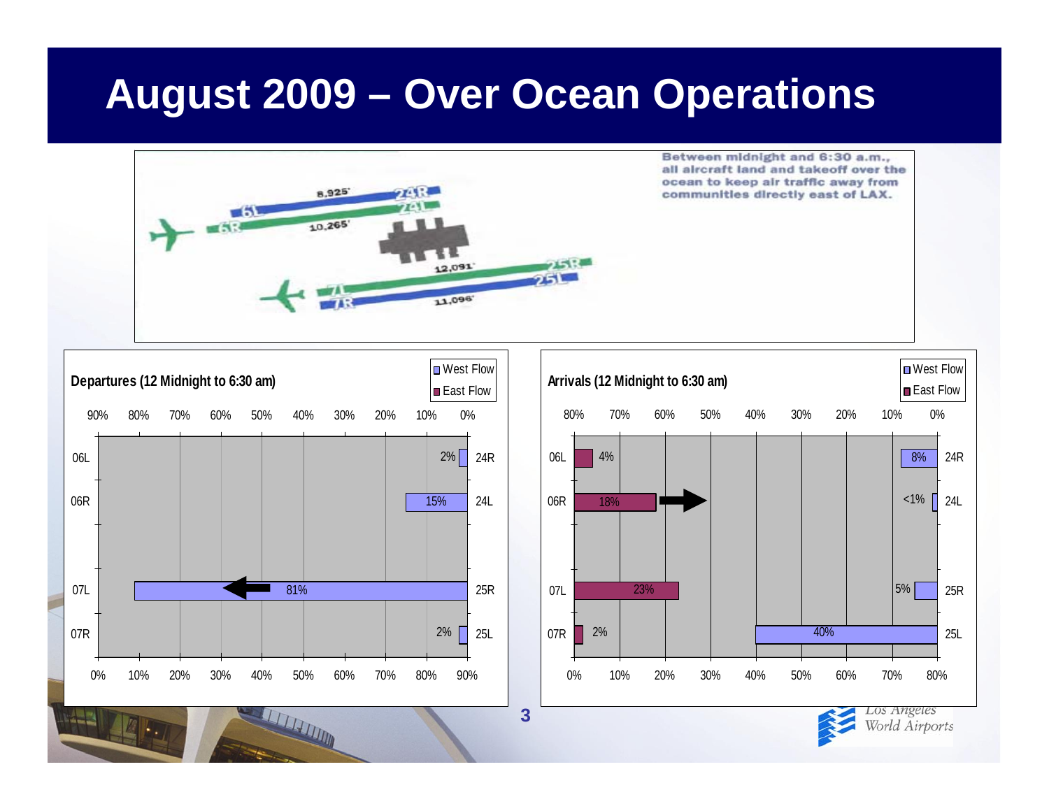# August 2009 – Over Ocean Operations

Between midnight and 6:30 a.m., all aircraft land and takeoff over the ocean to keep air traffic away from communities directly east of LAX.

**Departures (12 Midnight to 6:30 am)**

| Runway (East Flow) | East Flow | West Flow | Runway (West Flow) |
|---|---|---|---|
| 06L | | 2% | 24R |
| 06R | | 15% | 24L |
| 07L | | 81% | 25R |
| 07R | | 2% | 25L |

**Arrivals (12 Midnight to 6:30 am)**

| Runway (East Flow) | East Flow | West Flow | Runway (West Flow) |
|---|---|---|---|
| 06L | 4% | 8% | 24R |
| 06R | 18% | <1% | 24L |
| 07L | 23% | 5% | 25R |
| 07R | 2% | 40% | 25L |

Los Angeles World Airports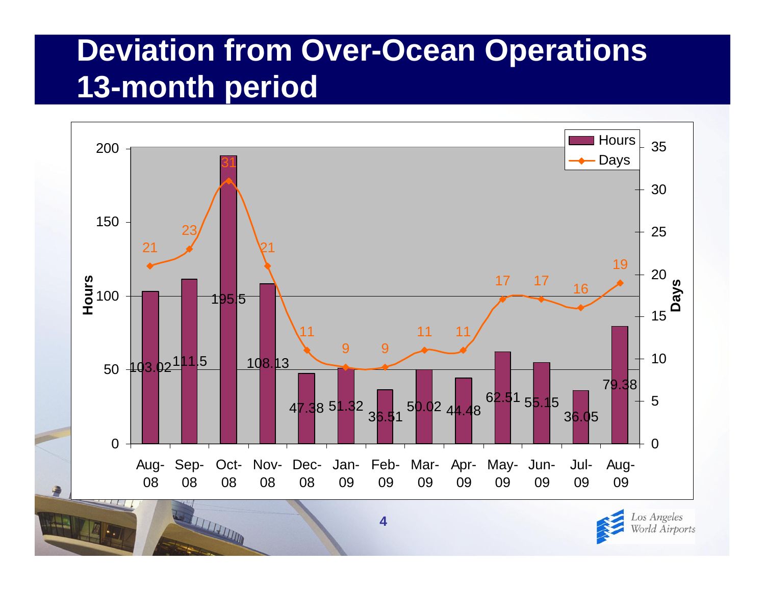# Deviation from Over-Ocean Operations 13-month period

| Month | Hours | Days |
|---|---|---|
| Aug-08 | 103.02 | 21 |
| Sep-08 | 111.5 | 23 |
| Oct-08 | 195.5 | 31 |
| Nov-08 | 108.13 | 21 |
| Dec-08 | 47.38 | 11 |
| Jan-09 | 51.32 | 9 |
| Feb-09 | 36.51 | 9 |
| Mar-09 | 50.02 | 11 |
| Apr-09 | 44.48 | 11 |
| May-09 | 62.51 | 17 |
| Jun-09 | 55.15 | 17 |
| Jul-09 | 36.05 | 16 |
| Aug-09 | 79.38 | 19 |

Los Angeles World Airports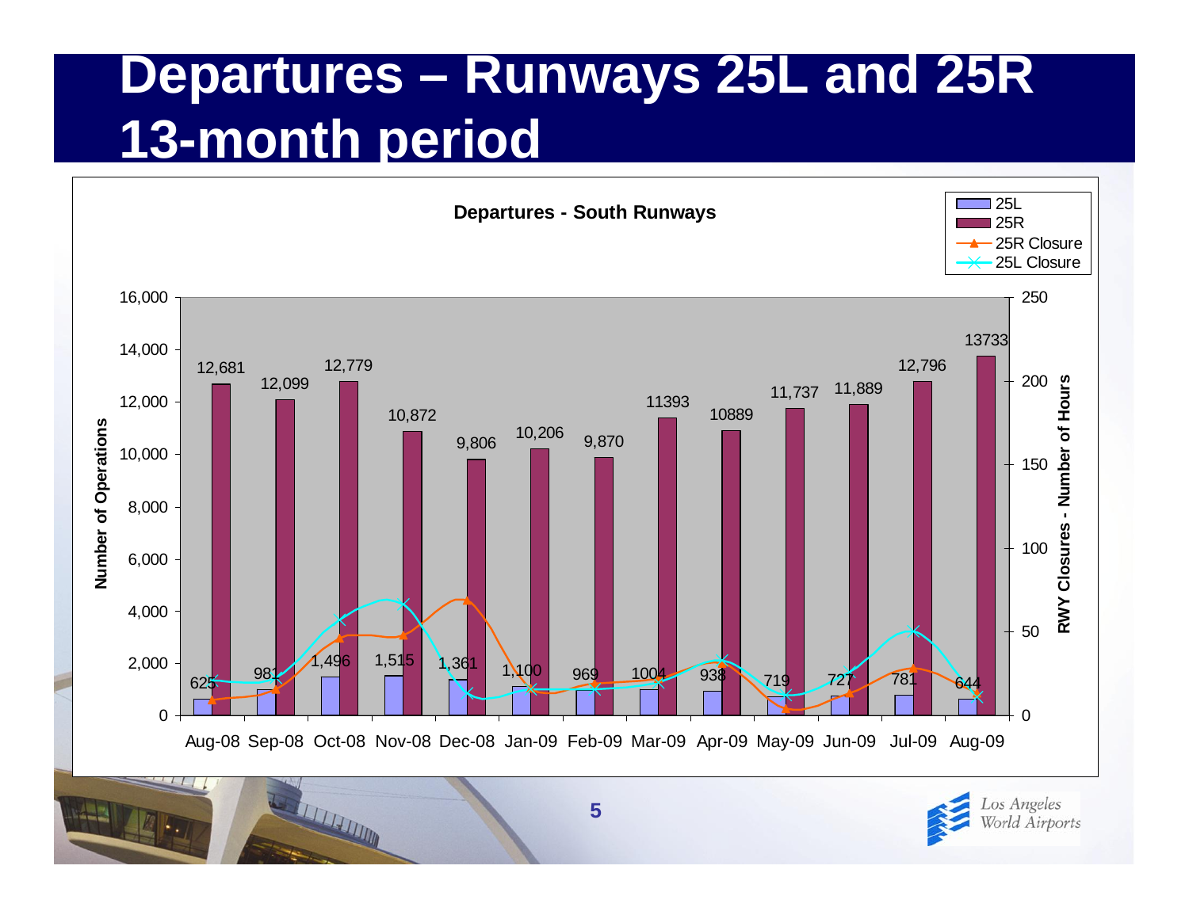# Departures – Runways 25L and 25R 13-month period

**Departures - South Runways**

| Month | 25L | 25R |
|---|---|---|
| Aug-08 | 625 | 12,681 |
| Sep-08 | 981 | 12,099 |
| Oct-08 | 1,496 | 12,779 |
| Nov-08 | 1,515 | 10,872 |
| Dec-08 | 1,361 | 9,806 |
| Jan-09 | 1,100 | 10,206 |
| Feb-09 | 969 | 9,870 |
| Mar-09 | 1004 | 11393 |
| Apr-09 | 938 | 10889 |
| May-09 | 719 | 11,737 |
| Jun-09 | 727 | 11,889 |
| Jul-09 | 781 | 12,796 |
| Aug-09 | 644 | 13733 |

Legend: 25L, 25R, 25R Closure, 25L Closure

Left axis: Number of Operations (0 – 16,000)

Right axis: RWY Closures - Number of Hours (0 – 250)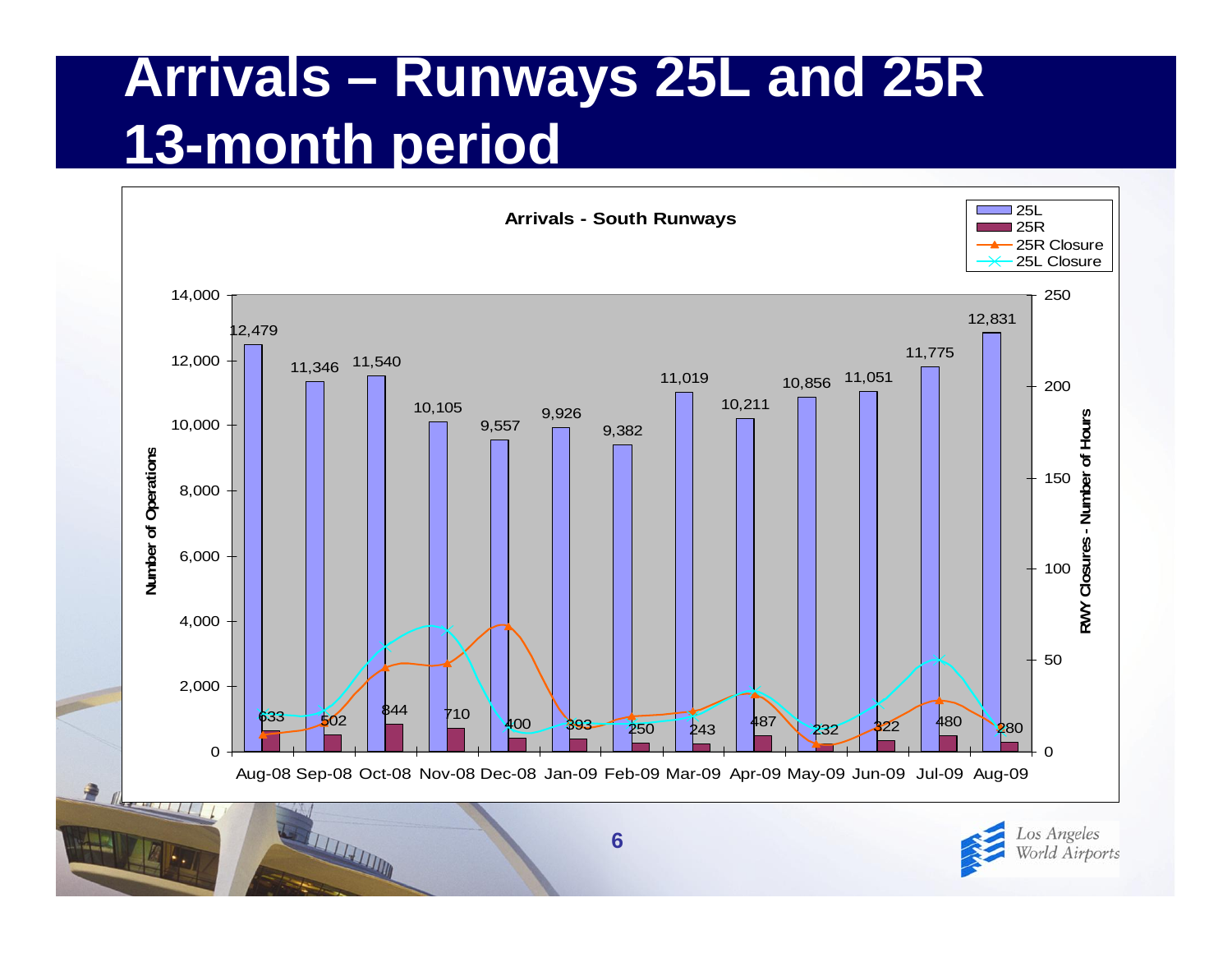# Arrivals – Runways 25L and 25R 13-month period

**Arrivals - South Runways**

| Month | 25L | 25R |
|---|---|---|
| Aug-08 | 12,479 | 633 |
| Sep-08 | 11,346 | 502 |
| Oct-08 | 11,540 | 844 |
| Nov-08 | 10,105 | 710 |
| Dec-08 | 9,557 | 400 |
| Jan-09 | 9,926 | 393 |
| Feb-09 | 9,382 | 250 |
| Mar-09 | 11,019 | 243 |
| Apr-09 | 10,211 | 487 |
| May-09 | 10,856 | 232 |
| Jun-09 | 11,051 | 322 |
| Jul-09 | 11,775 | 480 |
| Aug-09 | 12,831 | 280 |

Legend: 25L, 25R, 25R Closure, 25L Closure

Left axis: Number of Operations (0 – 14,000)

Right axis: RWY Closures - Number of Hours (0 – 250)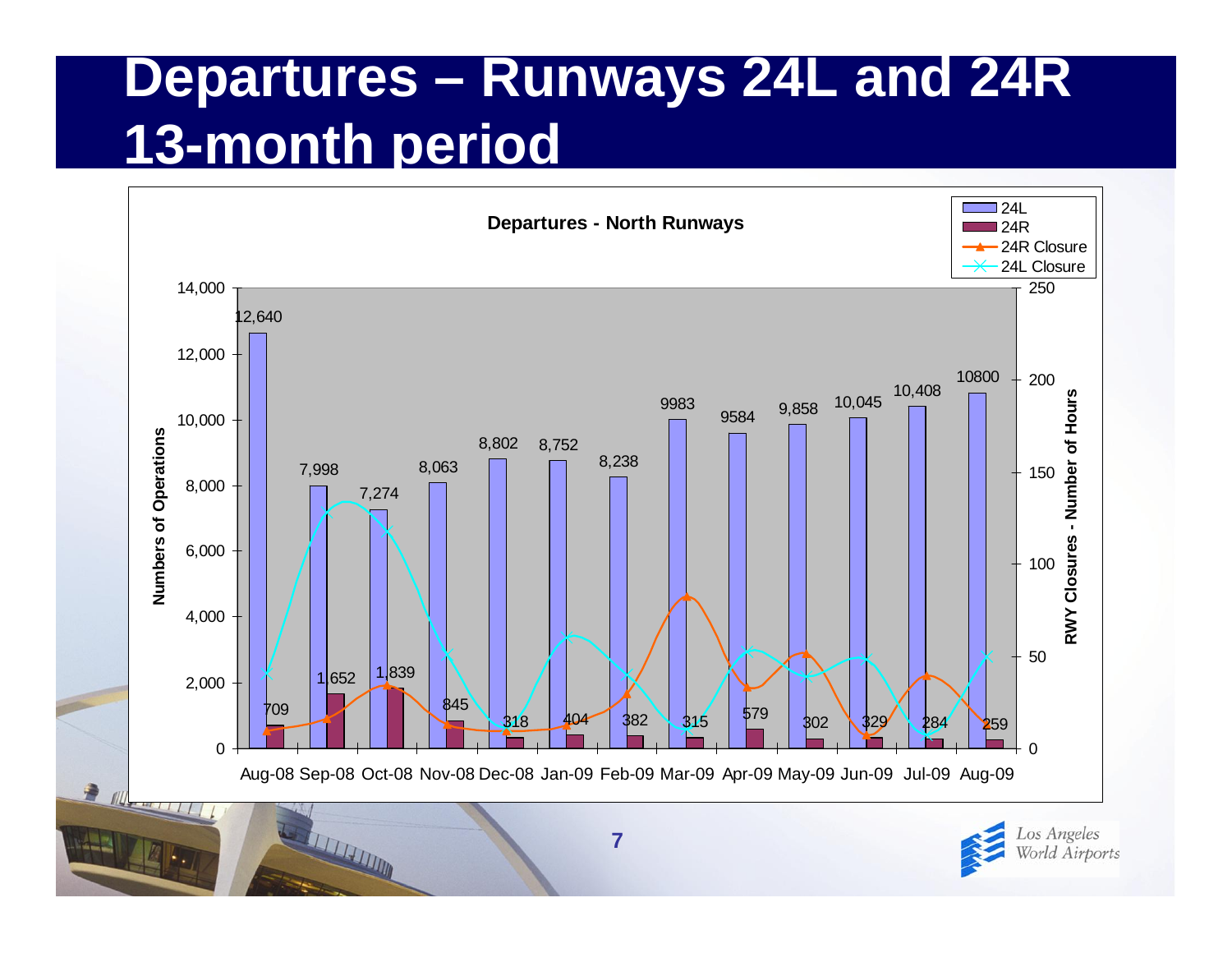# Departures – Runways 24L and 24R 13-month period

**Departures - North Runways**

| Month | 24L | 24R |
|---|---|---|
| Aug-08 | 12,640 | 709 |
| Sep-08 | 7,998 | 1,652 |
| Oct-08 | 7,274 | 1,839 |
| Nov-08 | 8,063 | 845 |
| Dec-08 | 8,802 | 318 |
| Jan-09 | 8,752 | 404 |
| Feb-09 | 8,238 | 382 |
| Mar-09 | 9983 | 315 |
| Apr-09 | 9584 | 579 |
| May-09 | 9,858 | 302 |
| Jun-09 | 10,045 | 329 |
| Jul-09 | 10,408 | 284 |
| Aug-09 | 10800 | 259 |

Legend: 24L, 24R, 24R Closure, 24L Closure

Left axis: Numbers of Operations (0 – 14,000)

Right axis: RWY Closures - Number of Hours (0 – 250)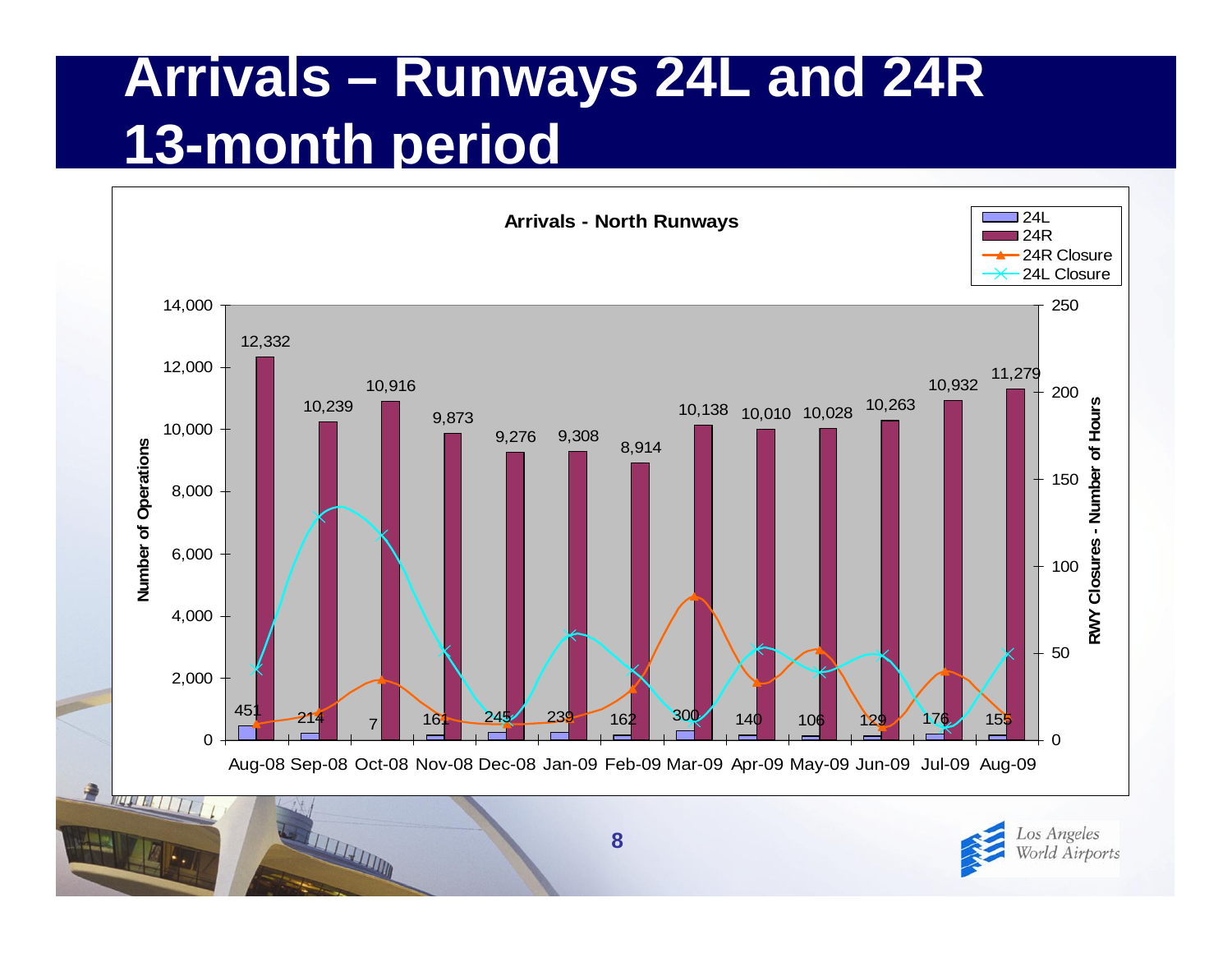# Arrivals – Runways 24L and 24R 13-month period

**Arrivals - North Runways**

| Month | 24L | 24R |
|---|---|---|
| Aug-08 | 451 | 12,332 |
| Sep-08 | 214 | 10,239 |
| Oct-08 | 7 | 10,916 |
| Nov-08 | 161 | 9,873 |
| Dec-08 | 245 | 9,276 |
| Jan-09 | 239 | 9,308 |
| Feb-09 | 162 | 8,914 |
| Mar-09 | 300 | 10,138 |
| Apr-09 | 140 | 10,010 |
| May-09 | 106 | 10,028 |
| Jun-09 | 129 | 10,263 |
| Jul-09 | 176 | 10,932 |
| Aug-09 | 155 | 11,279 |

Legend: 24L, 24R, 24R Closure, 24L Closure

Left axis: Number of Operations (0 – 14,000)

Right axis: RWY Closures - Number of Hours (0 – 250)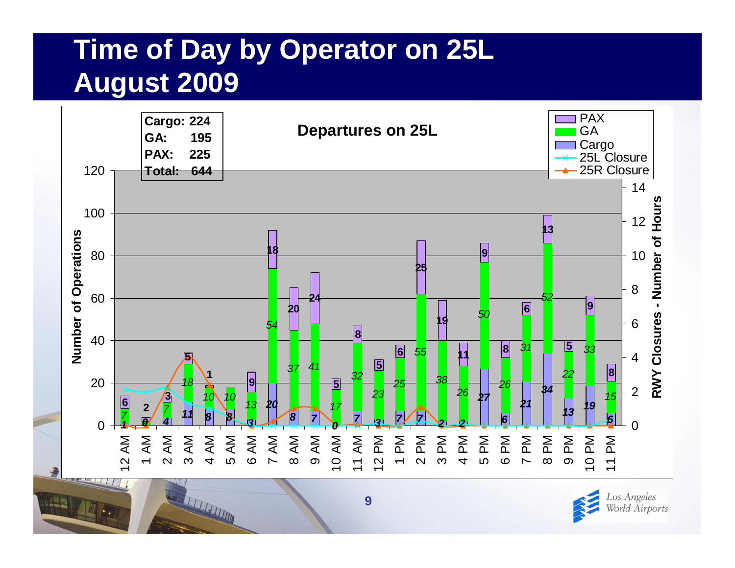# Time of Day by Operator on 25L August 2009

## Departures on 25L

| | |
|---|---|
| Cargo: | 224 |
| GA: | 195 |
| PAX: | 225 |
| Total: | 644 |

| Hour | Cargo | GA | PAX |
|---|---|---|---|
| 12 AM | 1 | 7 | 6 |
| 1 AM | 0 | 2 | 2 |
| 2 AM | 4 | 7 | 3 |
| 3 AM | 11 | 18 | 5 |
| 4 AM | 8 | 10 | 1 |
| 5 AM | 8 | 10 | |
| 6 AM | 3 | 13 | 9 |
| 7 AM | 20 | 54 | 18 |
| 8 AM | 8 | 37 | 20 |
| 9 AM | 7 | 41 | 24 |
| 10 AM | 0 | 17 | 5 |
| 11 AM | 7 | 32 | 8 |
| 12 PM | 3 | 23 | 5 |
| 1 PM | 7 | 25 | 6 |
| 2 PM | 7 | 55 | 25 |
| 3 PM | 2 | 38 | 19 |
| 4 PM | 2 | 26 | 11 |
| 5 PM | 27 | 50 | 9 |
| 6 PM | 6 | 26 | 8 |
| 7 PM | 21 | 31 | 6 |
| 8 PM | 34 | 52 | 13 |
| 9 PM | 13 | 22 | 5 |
| 10 PM | 19 | 33 | 9 |
| 11 PM | 6 | 15 | 8 |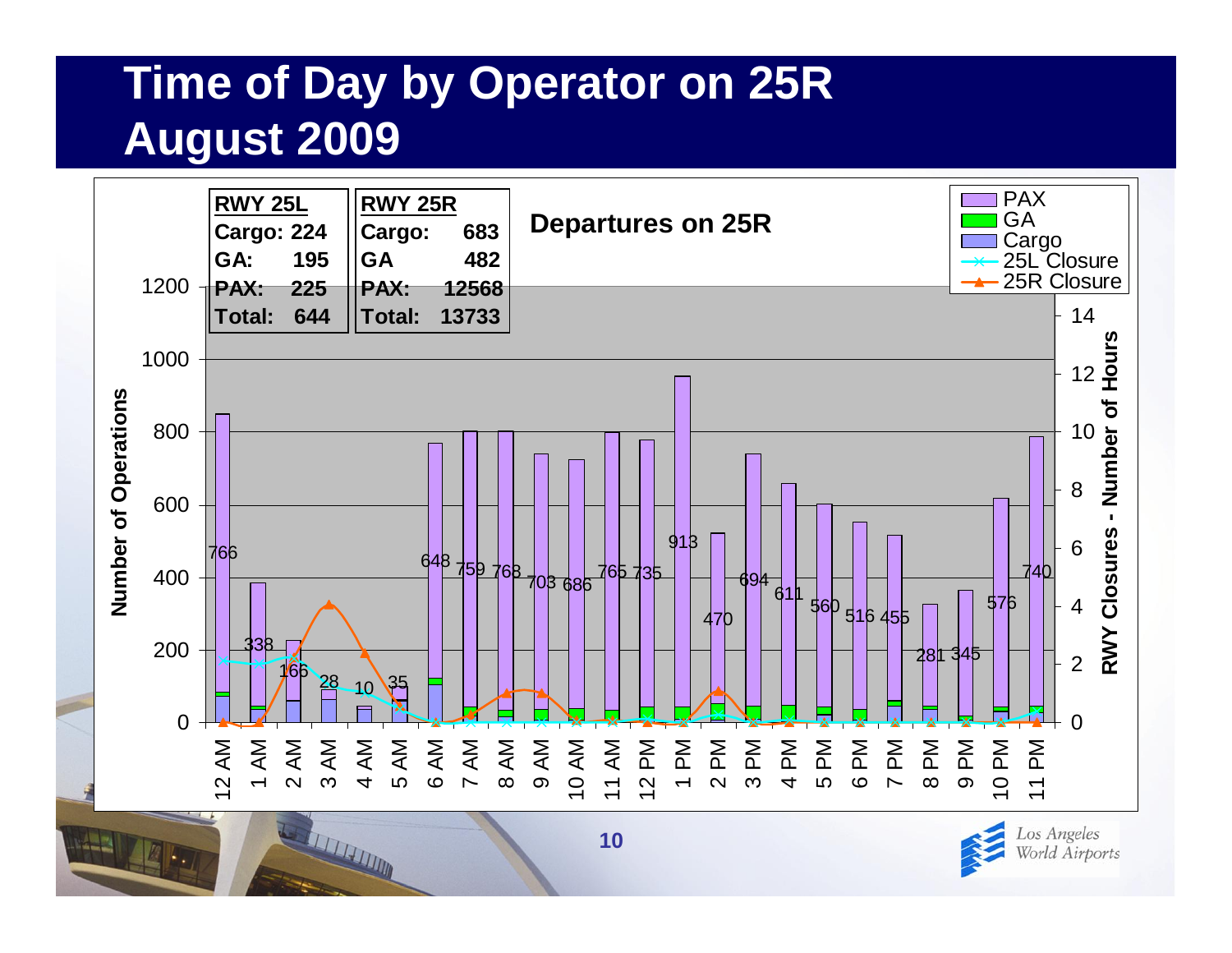# Time of Day by Operator on 25R August 2009

| RWY 25L | |
|---|---|
| Cargo: | 224 |
| GA: | 195 |
| PAX: | 225 |
| Total: | 644 |

| RWY 25R | |
|---|---|
| Cargo: | 683 |
| GA | 482 |
| PAX: | 12568 |
| Total: | 13733 |

**Departures on 25R**

Legend: PAX, GA, Cargo, 25L Closure, 25R Closure

Left axis: Number of Operations (0–1200). Right axis: RWY Closures - Number of Hours (0–14).

PAX departures by hour:

| Hour | PAX |
|---|---|
| 12 AM | 766 |
| 1 AM | 338 |
| 2 AM | 166 |
| 3 AM | 28 |
| 4 AM | 10 |
| 5 AM | 35 |
| 6 AM | 648 |
| 7 AM | 759 |
| 8 AM | 768 |
| 9 AM | 703 |
| 10 AM | 686 |
| 11 AM | 765 |
| 12 PM | 735 |
| 1 PM | 913 |
| 2 PM | 470 |
| 3 PM | 694 |
| 4 PM | 611 |
| 5 PM | 560 |
| 6 PM | 516 |
| 7 PM | 455 |
| 8 PM | 281 |
| 9 PM | 345 |
| 10 PM | 576 |
| 11 PM | 740 |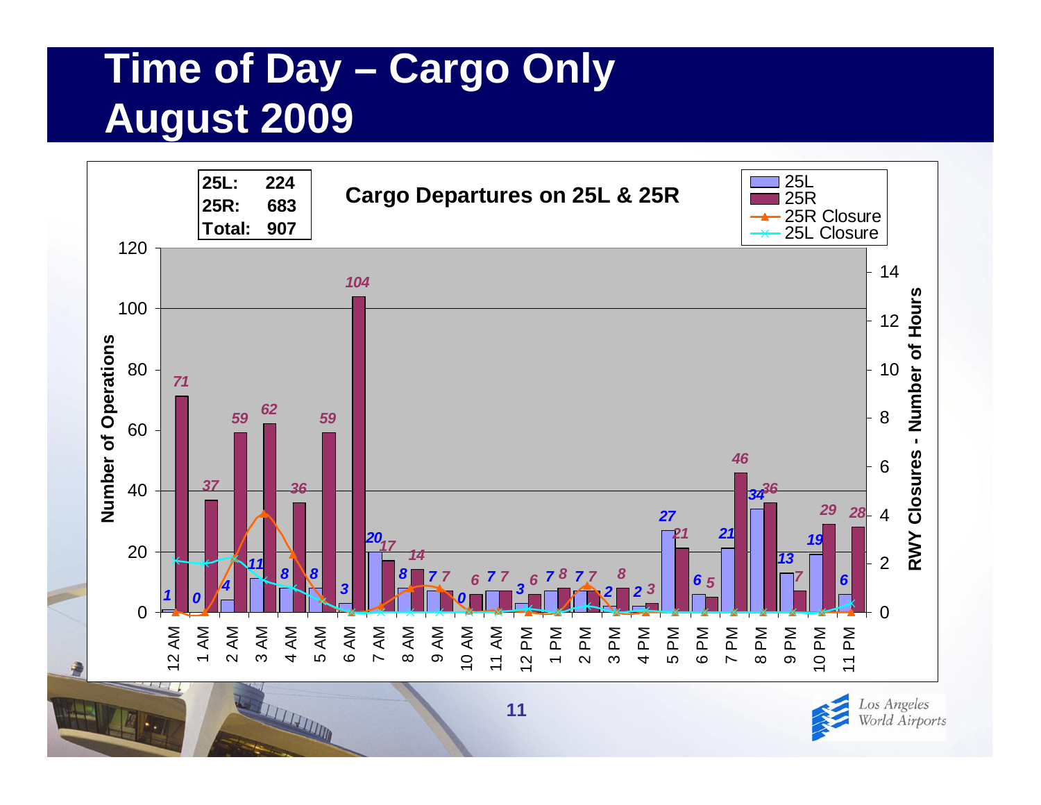# Time of Day – Cargo Only
# August 2009

**Cargo Departures on 25L & 25R**

| | |
|---|---|
| **25L:** | **224** |
| **25R:** | **683** |
| **Total:** | **907** |

| Hour | 25L | 25R |
|---|---|---|
| 12 AM | 1 | 71 |
| 1 AM | 0 | 37 |
| 2 AM | 4 | 59 |
| 3 AM | 11 | 62 |
| 4 AM | 8 | 36 |
| 5 AM | 8 | 59 |
| 6 AM | 3 | 104 |
| 7 AM | 20 | 17 |
| 8 AM | 8 | 14 |
| 9 AM | 7 | 7 |
| 10 AM | 0 | 6 |
| 11 AM | 7 | 7 |
| 12 PM | 3 | 6 |
| 1 PM | 7 | 8 |
| 2 PM | 7 | 7 |
| 3 PM | 2 | 8 |
| 4 PM | 2 | 3 |
| 5 PM | 27 | 21 |
| 6 PM | 6 | 5 |
| 7 PM | 21 | 46 |
| 8 PM | 34 | 36 |
| 9 PM | 13 | 7 |
| 10 PM | 19 | 29 |
| 11 PM | 6 | 28 |

Legend: 25L, 25R, 25R Closure, 25L Closure

Left axis: Number of Operations; Right axis: RWY Closures - Number of Hours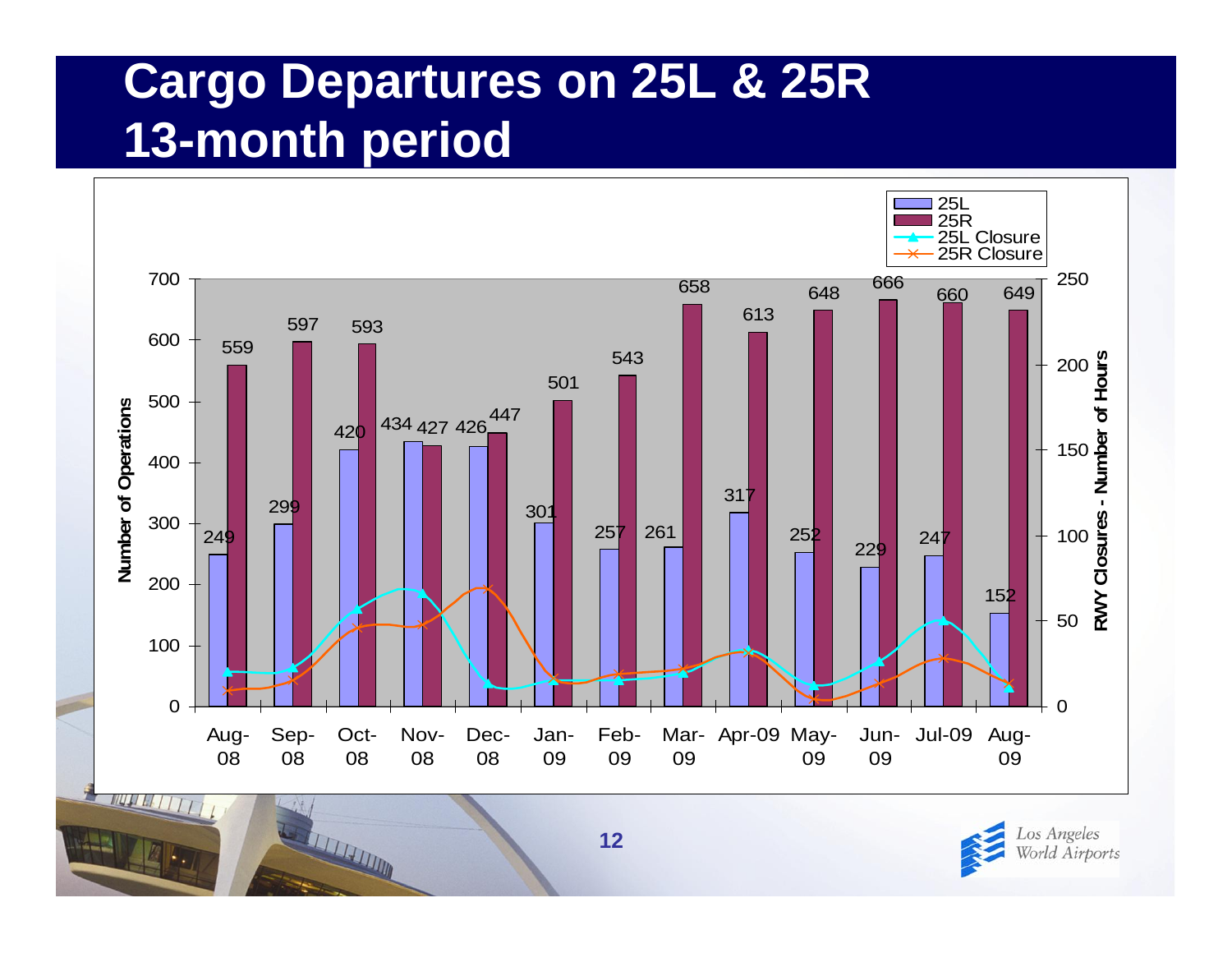# Cargo Departures on 25L & 25R 13-month period

| Month | 25L | 25R |
|---|---|---|
| Aug-08 | 249 | 559 |
| Sep-08 | 299 | 597 |
| Oct-08 | 420 | 593 |
| Nov-08 | 434 | 427 |
| Dec-08 | 426 | 447 |
| Jan-09 | 301 | 501 |
| Feb-09 | 257 | 543 |
| Mar-09 | 261 | 658 |
| Apr-09 | 317 | 613 |
| May-09 | 252 | 648 |
| Jun-09 | 229 | 666 |
| Jul-09 | 247 | 660 |
| Aug-09 | 152 | 649 |

Legend: 25L, 25R, 25L Closure, 25R Closure

Left axis: Number of Operations (0–700)

Right axis: RWY Closures - Number of Hours (0–250)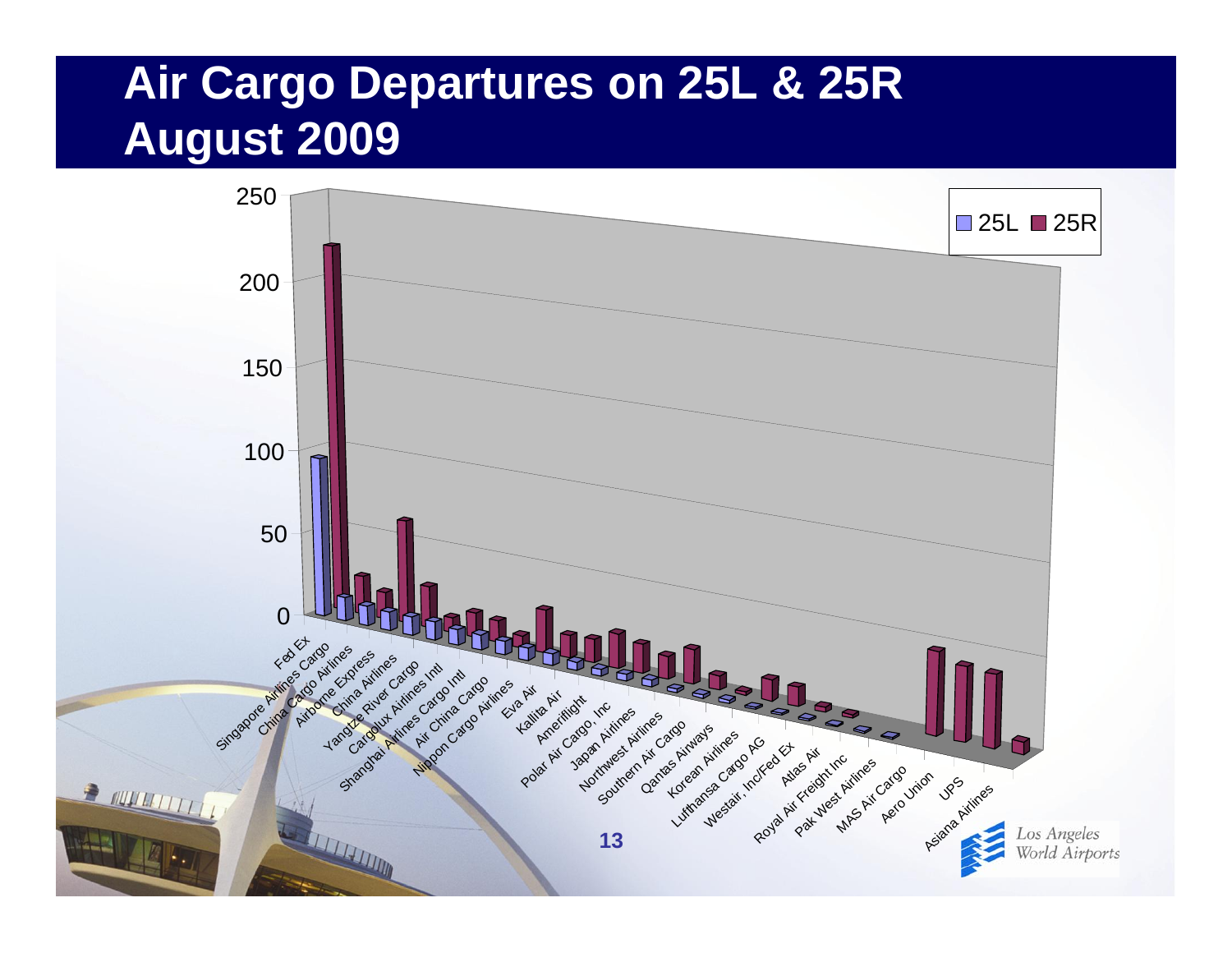# Air Cargo Departures on 25L & 25R
# August 2009

| Airline | 25L | 25R |
|---|---|---|
| Fed Ex | 95 | 220 |
| Singapore Airlines Cargo | | |
| China Cargo Airlines | | |
| Airborne Express | | |
| China Airlines | | |
| Yangtze River Cargo | | |
| Cargolux Airlines Intl | | |
| Shanghai Airlines Cargo Intl | | |
| Air China Cargo | | |
| Nippon Cargo Airlines | | |
| Eva Air | | |
| Kallita Air | | |
| Ameriflight | | |
| Polar Air Cargo, Inc | | |
| Japan Airlines | | |
| Northwest Airlines | | |
| Southern Air Cargo | | |
| Qantas Airways | | |
| Korean Airlines | | |
| Lufthansa Cargo AG | | |
| Westair, Inc/Fed Ex | | |
| Atlas Air | | |
| Royal Air Freight Inc | | |
| Pak West Airlines | | |
| MAS Air Cargo | | |
| Aero Union | | |
| UPS | | |
| Asiana Airlines | | |

Los Angeles World Airports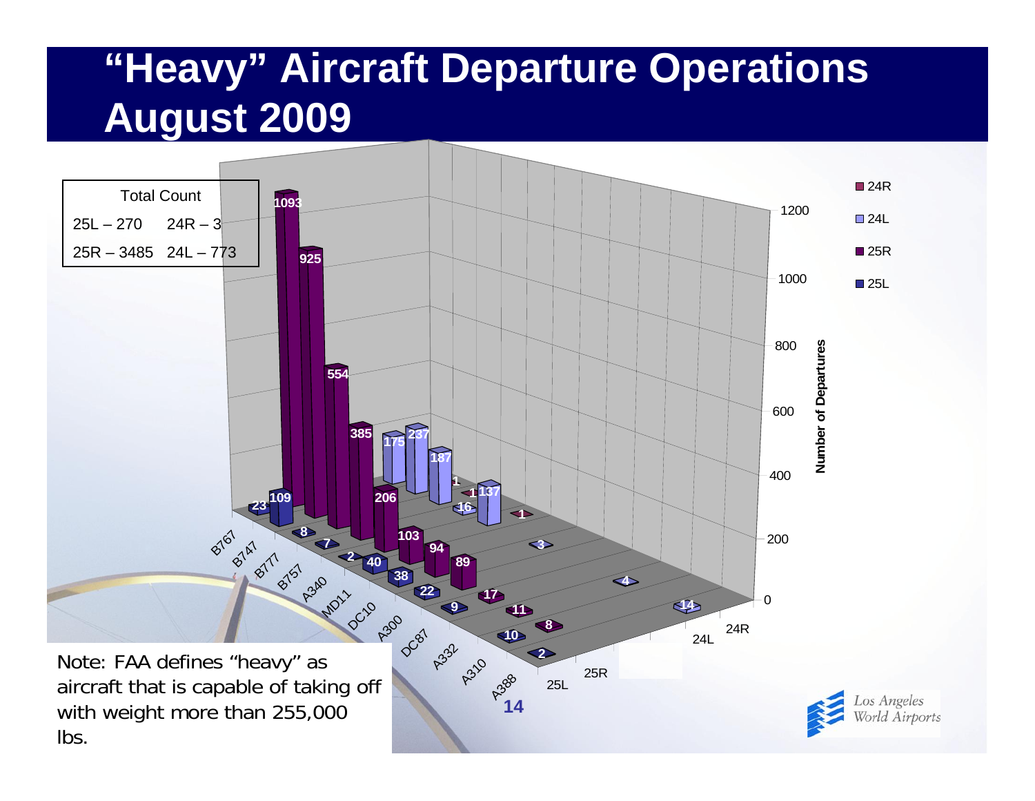# "Heavy" Aircraft Departure Operations August 2009

Total Count

25L – 270 24R – 3

25R – 3485 24L – 773

24R
24L
25R
25L

Number of Departures

0
200
400
600
800
1000
1200

B767
B747
B777
B757
A340
MD11
DC10
A300
DC87
A332
A310
A388

25L
25R
24L
24R

1093
925
554
385
206
103
94
89
17
11
8
175
237
187
1
1
137
16
1
3
4
14
23
109
8
7
2
40
38
22
9
10
2

Note: FAA defines "heavy" as aircraft that is capable of taking off with weight more than 255,000 lbs.

Los Angeles World Airports